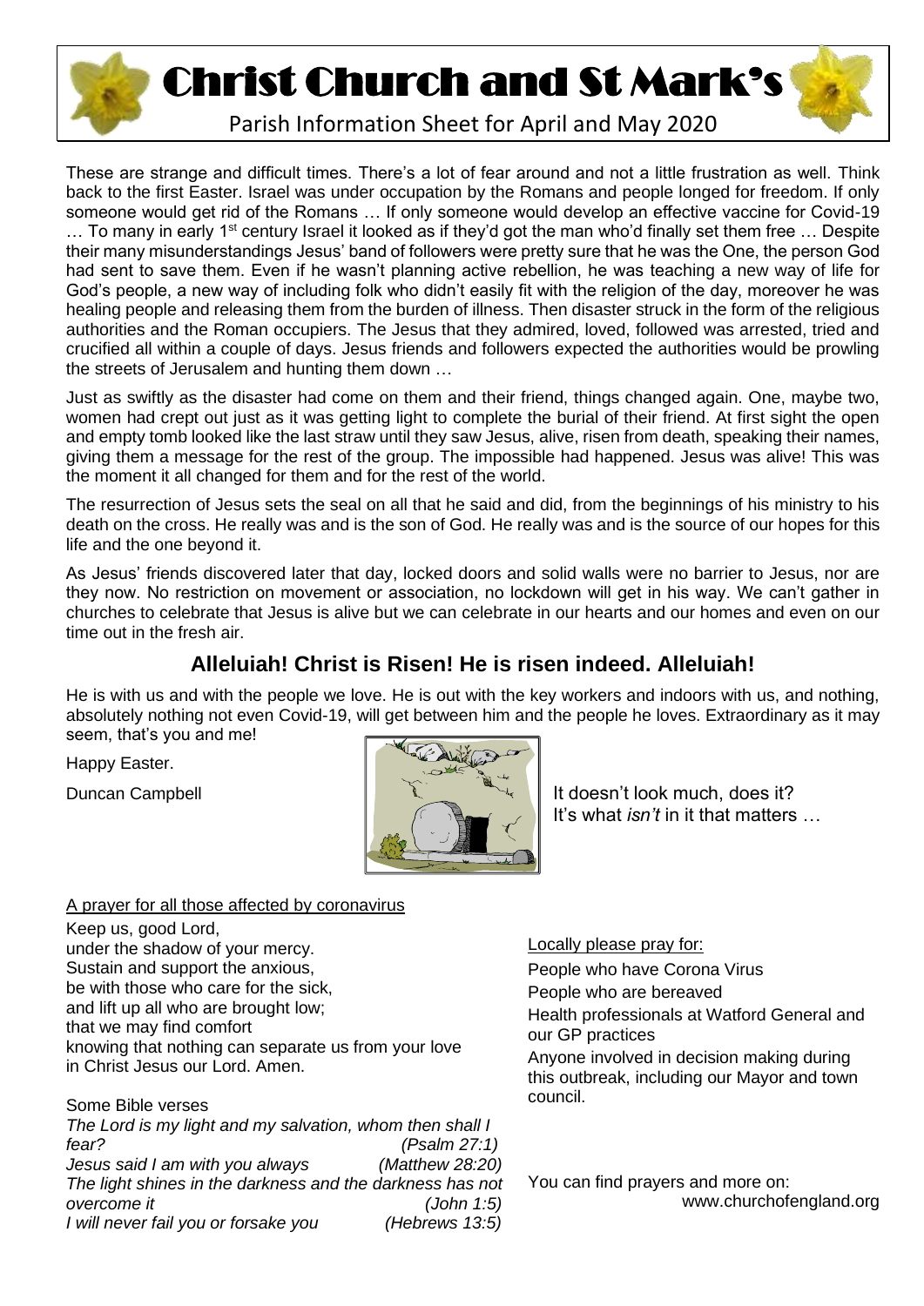# Christ Church and St Mark's

Parish Information Sheet for April and May 2020

These are strange and difficult times. There's a lot of fear around and not a little frustration as well. Think back to the first Easter. Israel was under occupation by the Romans and people longed for freedom. If only someone would get rid of the Romans … If only someone would develop an effective vaccine for Covid-19 … To many in early 1st century Israel it looked as if they'd got the man who'd finally set them free … Despite their many misunderstandings Jesus' band of followers were pretty sure that he was the One, the person God had sent to save them. Even if he wasn't planning active rebellion, he was teaching a new way of life for God's people, a new way of including folk who didn't easily fit with the religion of the day, moreover he was healing people and releasing them from the burden of illness. Then disaster struck in the form of the religious authorities and the Roman occupiers. The Jesus that they admired, loved, followed was arrested, tried and crucified all within a couple of days. Jesus friends and followers expected the authorities would be prowling the streets of Jerusalem and hunting them down …

Just as swiftly as the disaster had come on them and their friend, things changed again. One, maybe two, women had crept out just as it was getting light to complete the burial of their friend. At first sight the open and empty tomb looked like the last straw until they saw Jesus, alive, risen from death, speaking their names, giving them a message for the rest of the group. The impossible had happened. Jesus was alive! This was the moment it all changed for them and for the rest of the world.

The resurrection of Jesus sets the seal on all that he said and did, from the beginnings of his ministry to his death on the cross. He really was and is the son of God. He really was and is the source of our hopes for this life and the one beyond it.

As Jesus' friends discovered later that day, locked doors and solid walls were no barrier to Jesus, nor are they now. No restriction on movement or association, no lockdown will get in his way. We can't gather in churches to celebrate that Jesus is alive but we can celebrate in our hearts and our homes and even on our time out in the fresh air.

## Alleluiah! Christ is Risen! He is risen indeed. Alleluiah!

He is with us and with the people we love. He is out with the key workers and indoors with us, and nothing, absolutely nothing not even Covid-19, will get between him and the people he loves. Extraordinary as it may seem, that's you and me!

Happy Easter.

Duncan Campbell

It doesn't look much, does it?
It's what *isn't* in it that matters …

A prayer for all those affected by coronavirus

Keep us, good Lord,
under the shadow of your mercy.
Sustain and support the anxious,
be with those who care for the sick,
and lift up all who are brought low;
that we may find comfort
knowing that nothing can separate us from your love
in Christ Jesus our Lord. Amen.

Some Bible verses

*The Lord is my light and my salvation, whom then shall I fear? (Psalm 27:1)*
*Jesus said I am with you always (Matthew 28:20)*
*The light shines in the darkness and the darkness has not overcome it (John 1:5)*
*I will never fail you or forsake you (Hebrews 13:5)*

Locally please pray for:

People who have Corona Virus
People who are bereaved
Health professionals at Watford General and our GP practices
Anyone involved in decision making during this outbreak, including our Mayor and town council.

You can find prayers and more on:
www.churchofengland.org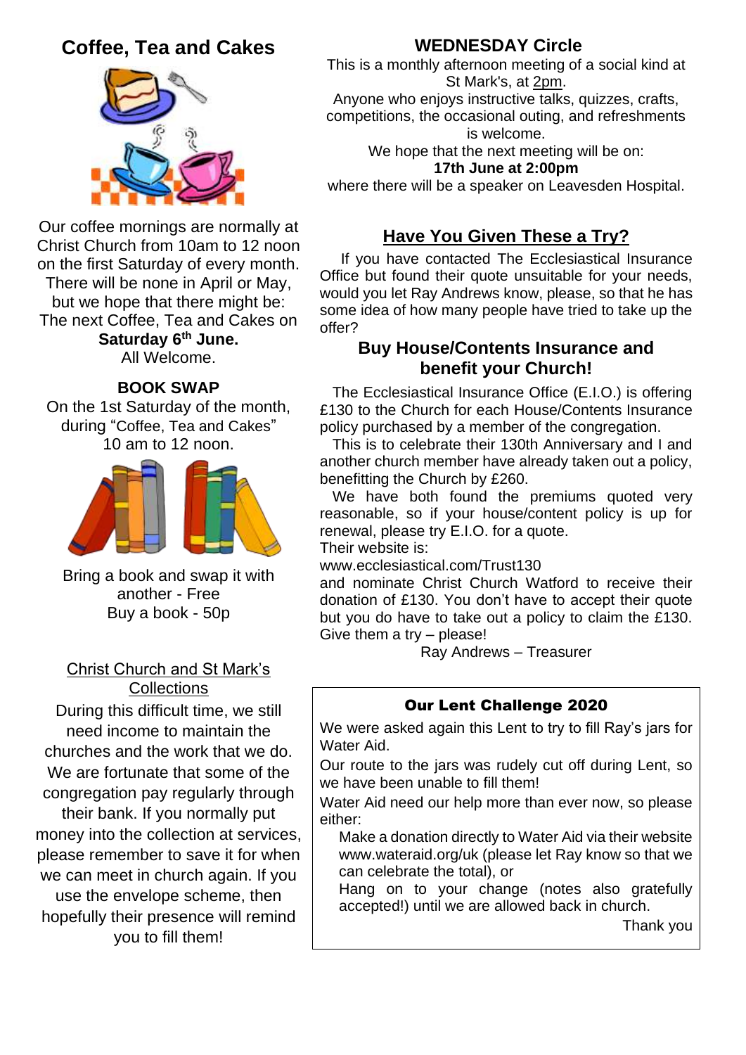## Coffee, Tea and Cakes

Our coffee mornings are normally at Christ Church from 10am to 12 noon on the first Saturday of every month. There will be none in April or May, but we hope that there might be: The next Coffee, Tea and Cakes on

**Saturday 6th June.**

All Welcome.

### BOOK SWAP

On the 1st Saturday of the month, during "Coffee, Tea and Cakes" 10 am to 12 noon.

Bring a book and swap it with another - Free
Buy a book - 50p

### Christ Church and St Mark's Collections

During this difficult time, we still need income to maintain the churches and the work that we do. We are fortunate that some of the congregation pay regularly through their bank. If you normally put money into the collection at services, please remember to save it for when we can meet in church again. If you use the envelope scheme, then hopefully their presence will remind you to fill them!

## WEDNESDAY Circle

This is a monthly afternoon meeting of a social kind at St Mark's, at 2pm.
Anyone who enjoys instructive talks, quizzes, crafts, competitions, the occasional outing, and refreshments is welcome.
We hope that the next meeting will be on:

**17th June at 2:00pm**

where there will be a speaker on Leavesden Hospital.

## Have You Given These a Try?

If you have contacted The Ecclesiastical Insurance Office but found their quote unsuitable for your needs, would you let Ray Andrews know, please, so that he has some idea of how many people have tried to take up the offer?

### Buy House/Contents Insurance and benefit your Church!

The Ecclesiastical Insurance Office (E.I.O.) is offering £130 to the Church for each House/Contents Insurance policy purchased by a member of the congregation.

This is to celebrate their 130th Anniversary and I and another church member have already taken out a policy, benefitting the Church by £260.

We have both found the premiums quoted very reasonable, so if your house/content policy is up for renewal, please try E.I.O. for a quote.
Their website is:
www.ecclesiastical.com/Trust130
and nominate Christ Church Watford to receive their donation of £130. You don't have to accept their quote but you do have to take out a policy to claim the £130. Give them a try – please!

Ray Andrews – Treasurer

### Our Lent Challenge 2020

We were asked again this Lent to try to fill Ray's jars for Water Aid.

Our route to the jars was rudely cut off during Lent, so we have been unable to fill them!

Water Aid need our help more than ever now, so please either:

Make a donation directly to Water Aid via their website www.wateraid.org/uk (please let Ray know so that we can celebrate the total), or

Hang on to your change (notes also gratefully accepted!) until we are allowed back in church.

Thank you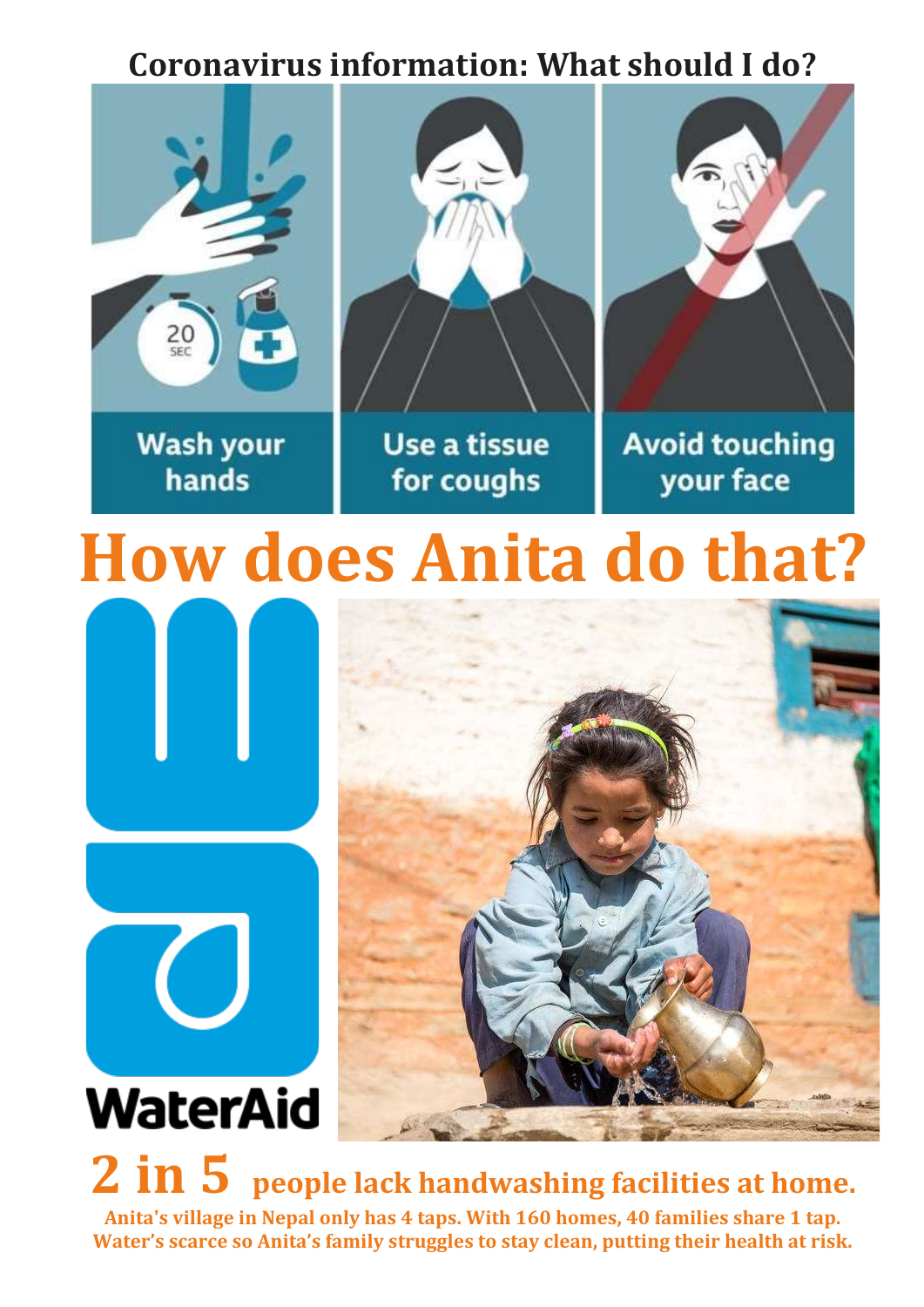## Coronavirus information: What should I do?

Wash your hands

Use a tissue for coughs

Avoid touching your face

# How does Anita do that?

WaterAid

**2 in 5** people lack handwashing facilities at home.

Anita's village in Nepal only has 4 taps. With 160 homes, 40 families share 1 tap. Water's scarce so Anita's family struggles to stay clean, putting their health at risk.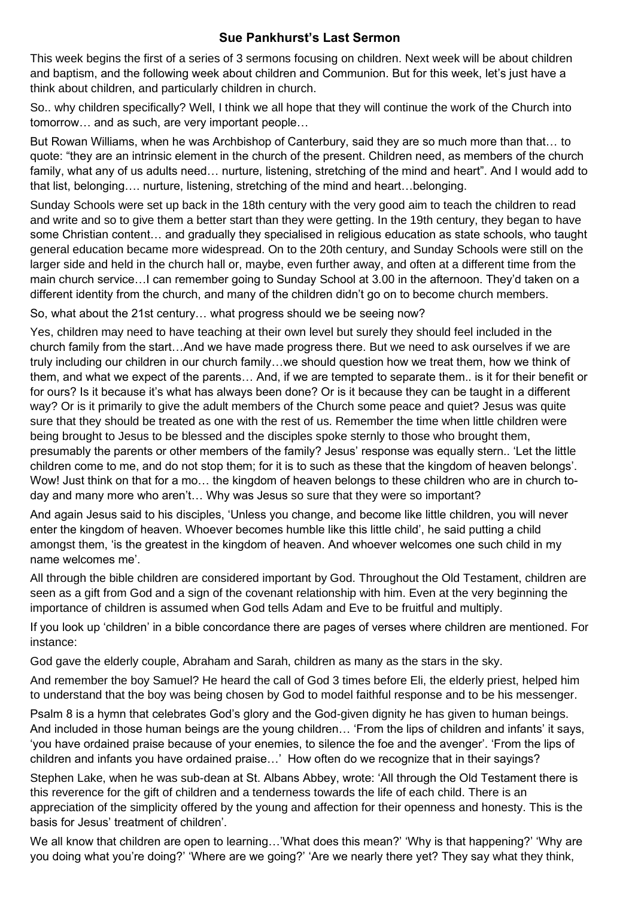# Sue Pankhurst's Last Sermon

This week begins the first of a series of 3 sermons focusing on children. Next week will be about children and baptism, and the following week about children and Communion. But for this week, let's just have a think about children, and particularly children in church.

So.. why children specifically? Well, I think we all hope that they will continue the work of the Church into tomorrow… and as such, are very important people…

But Rowan Williams, when he was Archbishop of Canterbury, said they are so much more than that… to quote: "they are an intrinsic element in the church of the present. Children need, as members of the church family, what any of us adults need… nurture, listening, stretching of the mind and heart". And I would add to that list, belonging…. nurture, listening, stretching of the mind and heart…belonging.

Sunday Schools were set up back in the 18th century with the very good aim to teach the children to read and write and so to give them a better start than they were getting. In the 19th century, they began to have some Christian content… and gradually they specialised in religious education as state schools, who taught general education became more widespread. On to the 20th century, and Sunday Schools were still on the larger side and held in the church hall or, maybe, even further away, and often at a different time from the main church service…I can remember going to Sunday School at 3.00 in the afternoon. They'd taken on a different identity from the church, and many of the children didn't go on to become church members.

So, what about the 21st century… what progress should we be seeing now?

Yes, children may need to have teaching at their own level but surely they should feel included in the church family from the start…And we have made progress there. But we need to ask ourselves if we are truly including our children in our church family…we should question how we treat them, how we think of them, and what we expect of the parents… And, if we are tempted to separate them.. is it for their benefit or for ours? Is it because it's what has always been done? Or is it because they can be taught in a different way? Or is it primarily to give the adult members of the Church some peace and quiet? Jesus was quite sure that they should be treated as one with the rest of us. Remember the time when little children were being brought to Jesus to be blessed and the disciples spoke sternly to those who brought them, presumably the parents or other members of the family? Jesus' response was equally stern.. 'Let the little children come to me, and do not stop them; for it is to such as these that the kingdom of heaven belongs'. Wow! Just think on that for a mo… the kingdom of heaven belongs to these children who are in church to-day and many more who aren't… Why was Jesus so sure that they were so important?

And again Jesus said to his disciples, 'Unless you change, and become like little children, you will never enter the kingdom of heaven. Whoever becomes humble like this little child', he said putting a child amongst them, 'is the greatest in the kingdom of heaven. And whoever welcomes one such child in my name welcomes me'.

All through the bible children are considered important by God. Throughout the Old Testament, children are seen as a gift from God and a sign of the covenant relationship with him. Even at the very beginning the importance of children is assumed when God tells Adam and Eve to be fruitful and multiply.

If you look up 'children' in a bible concordance there are pages of verses where children are mentioned. For instance:

God gave the elderly couple, Abraham and Sarah, children as many as the stars in the sky.

And remember the boy Samuel? He heard the call of God 3 times before Eli, the elderly priest, helped him to understand that the boy was being chosen by God to model faithful response and to be his messenger.

Psalm 8 is a hymn that celebrates God's glory and the God-given dignity he has given to human beings. And included in those human beings are the young children… 'From the lips of children and infants' it says, 'you have ordained praise because of your enemies, to silence the foe and the avenger'. 'From the lips of children and infants you have ordained praise…' How often do we recognize that in their sayings?

Stephen Lake, when he was sub-dean at St. Albans Abbey, wrote: 'All through the Old Testament there is this reverence for the gift of children and a tenderness towards the life of each child. There is an appreciation of the simplicity offered by the young and affection for their openness and honesty. This is the basis for Jesus' treatment of children'.

We all know that children are open to learning…'What does this mean?' 'Why is that happening?' 'Why are you doing what you're doing?' 'Where are we going?' 'Are we nearly there yet? They say what they think,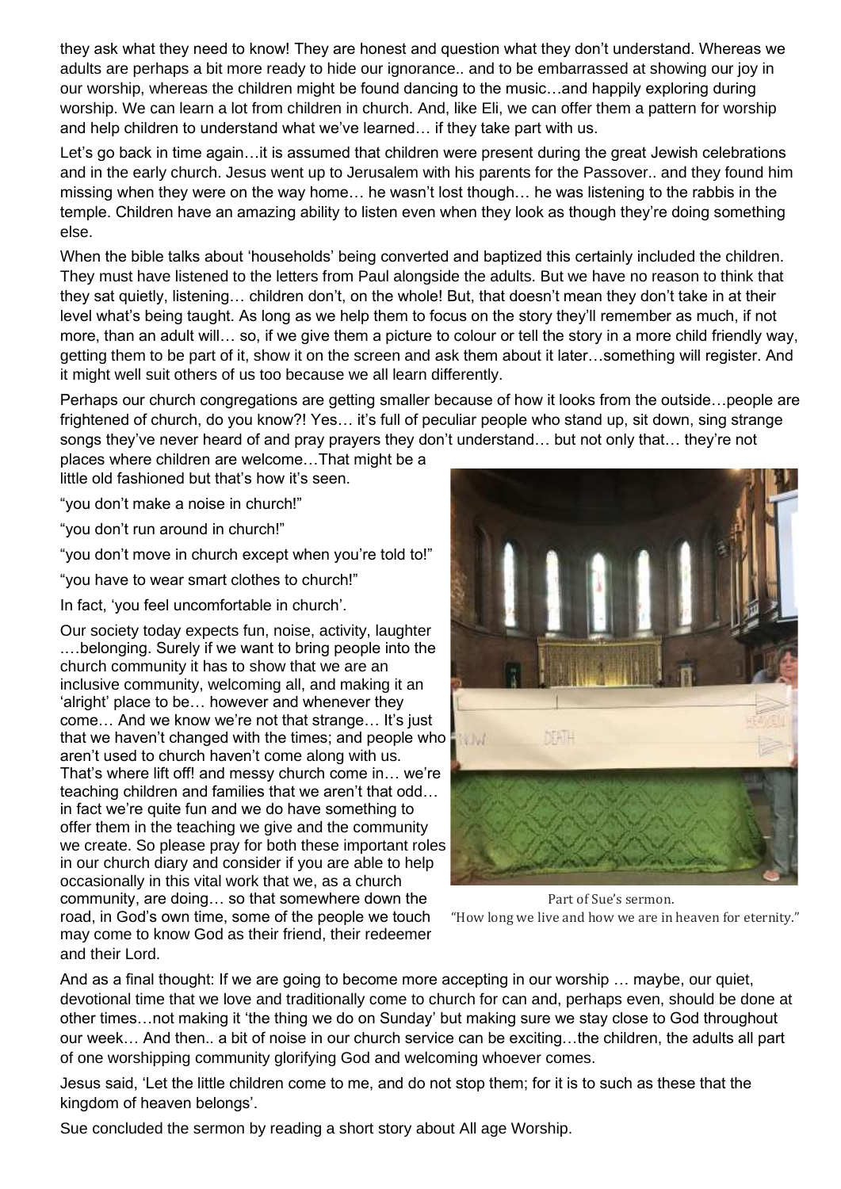they ask what they need to know! They are honest and question what they don't understand. Whereas we adults are perhaps a bit more ready to hide our ignorance.. and to be embarrassed at showing our joy in our worship, whereas the children might be found dancing to the music…and happily exploring during worship. We can learn a lot from children in church. And, like Eli, we can offer them a pattern for worship and help children to understand what we've learned… if they take part with us.

Let's go back in time again…it is assumed that children were present during the great Jewish celebrations and in the early church. Jesus went up to Jerusalem with his parents for the Passover.. and they found him missing when they were on the way home… he wasn't lost though… he was listening to the rabbis in the temple. Children have an amazing ability to listen even when they look as though they're doing something else.

When the bible talks about 'households' being converted and baptized this certainly included the children. They must have listened to the letters from Paul alongside the adults. But we have no reason to think that they sat quietly, listening… children don't, on the whole! But, that doesn't mean they don't take in at their level what's being taught. As long as we help them to focus on the story they'll remember as much, if not more, than an adult will… so, if we give them a picture to colour or tell the story in a more child friendly way, getting them to be part of it, show it on the screen and ask them about it later…something will register. And it might well suit others of us too because we all learn differently.

Perhaps our church congregations are getting smaller because of how it looks from the outside…people are frightened of church, do you know?! Yes… it's full of peculiar people who stand up, sit down, sing strange songs they've never heard of and pray prayers they don't understand… but not only that… they're not places where children are welcome…That might be a little old fashioned but that's how it's seen.

"you don't make a noise in church!"

"you don't run around in church!"

"you don't move in church except when you're told to!"

"you have to wear smart clothes to church!"

In fact, 'you feel uncomfortable in church'.

Our society today expects fun, noise, activity, laughter ….belonging. Surely if we want to bring people into the church community it has to show that we are an inclusive community, welcoming all, and making it an 'alright' place to be… however and whenever they come… And we know we're not that strange… It's just that we haven't changed with the times; and people who aren't used to church haven't come along with us. That's where lift off! and messy church come in… we're teaching children and families that we aren't that odd… in fact we're quite fun and we do have something to offer them in the teaching we give and the community we create. So please pray for both these important roles in our church diary and consider if you are able to help occasionally in this vital work that we, as a church community, are doing… so that somewhere down the road, in God's own time, some of the people we touch may come to know God as their friend, their redeemer and their Lord.

Part of Sue's sermon.
"How long we live and how we are in heaven for eternity."

And as a final thought: If we are going to become more accepting in our worship … maybe, our quiet, devotional time that we love and traditionally come to church for can and, perhaps even, should be done at other times…not making it 'the thing we do on Sunday' but making sure we stay close to God throughout our week… And then.. a bit of noise in our church service can be exciting…the children, the adults all part of one worshipping community glorifying God and welcoming whoever comes.

Jesus said, 'Let the little children come to me, and do not stop them; for it is to such as these that the kingdom of heaven belongs'.

Sue concluded the sermon by reading a short story about All age Worship.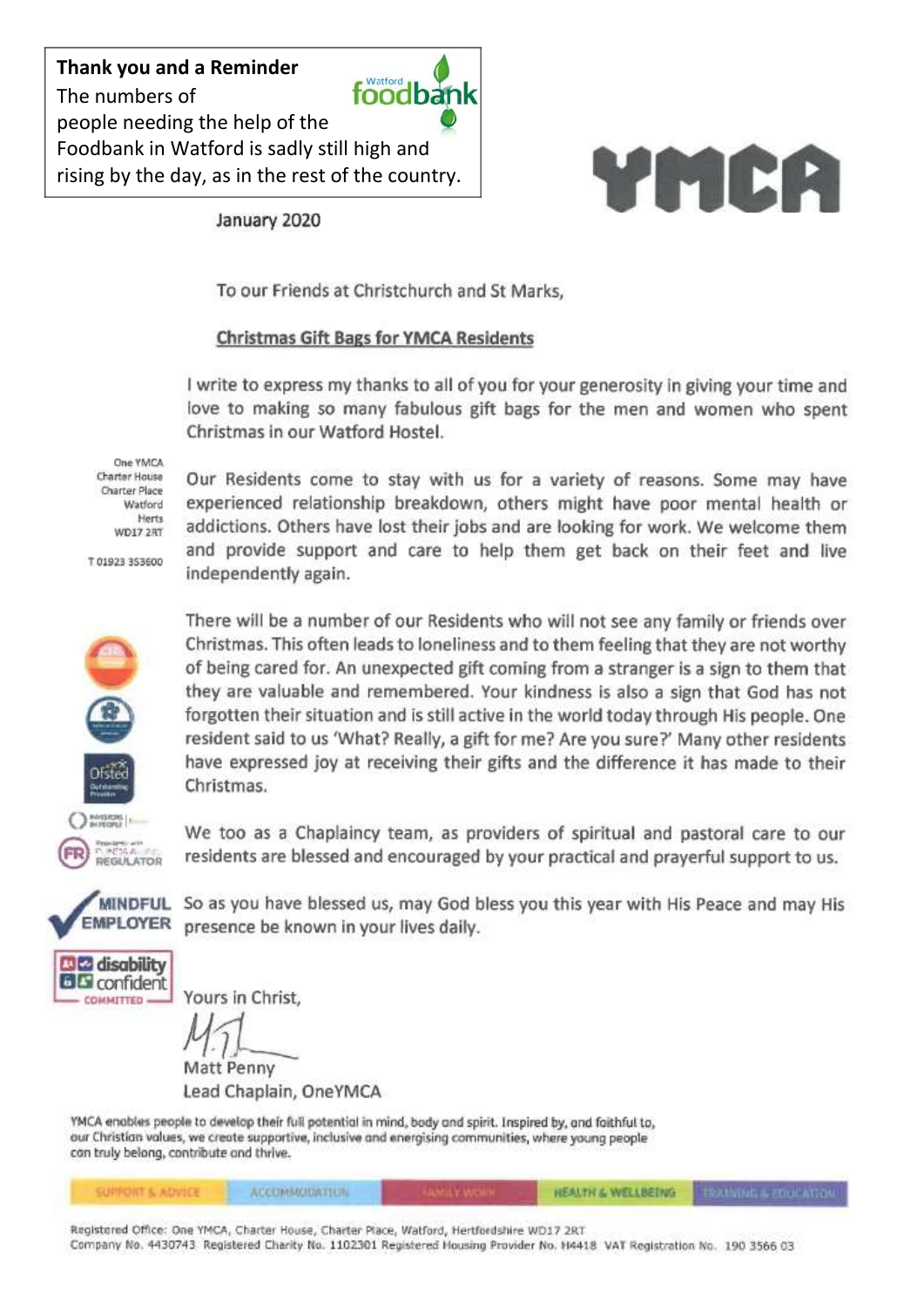**Thank you and a Reminder**

The numbers of people needing the help of the Foodbank in Watford is sadly still high and rising by the day, as in the rest of the country.

YMCA

January 2020

To our Friends at Christchurch and St Marks,

**Christmas Gift Bags for YMCA Residents**

I write to express my thanks to all of you for your generosity in giving your time and love to making so many fabulous gift bags for the men and women who spent Christmas in our Watford Hostel.

One YMCA
Charter House
Charter Place
Watford
Herts
WD17 2RT

T 01923 353600

Our Residents come to stay with us for a variety of reasons. Some may have experienced relationship breakdown, others might have poor mental health or addictions. Others have lost their jobs and are looking for work. We welcome them and provide support and care to help them get back on their feet and live independently again.

There will be a number of our Residents who will not see any family or friends over Christmas. This often leads to loneliness and to them feeling that they are not worthy of being cared for. An unexpected gift coming from a stranger is a sign to them that they are valuable and remembered. Your kindness is also a sign that God has not forgotten their situation and is still active in the world today through His people. One resident said to us 'What? Really, a gift for me? Are you sure?' Many other residents have expressed joy at receiving their gifts and the difference it has made to their Christmas.

We too as a Chaplaincy team, as providers of spiritual and pastoral care to our residents are blessed and encouraged by your practical and prayerful support to us.

So as you have blessed us, may God bless you this year with His Peace and may His presence be known in your lives daily.

Yours in Christ,

Matt Penny
Lead Chaplain, OneYMCA

YMCA enables people to develop their full potential in mind, body and spirit. Inspired by, and faithful to, our Christian values, we create supportive, inclusive and energising communities, where young people can truly belong, contribute and thrive.

SUPPORT & ADVICE | ACCOMMODATION | FAMILY WORK | HEALTH & WELLBEING | TRAINING & EDUCATION

Registered Office: One YMCA, Charter House, Charter Place, Watford, Hertfordshire WD17 2RT
Company No. 4430743 Registered Charity No. 1102301 Registered Housing Provider No. H4418 VAT Registration No. 190 3566 03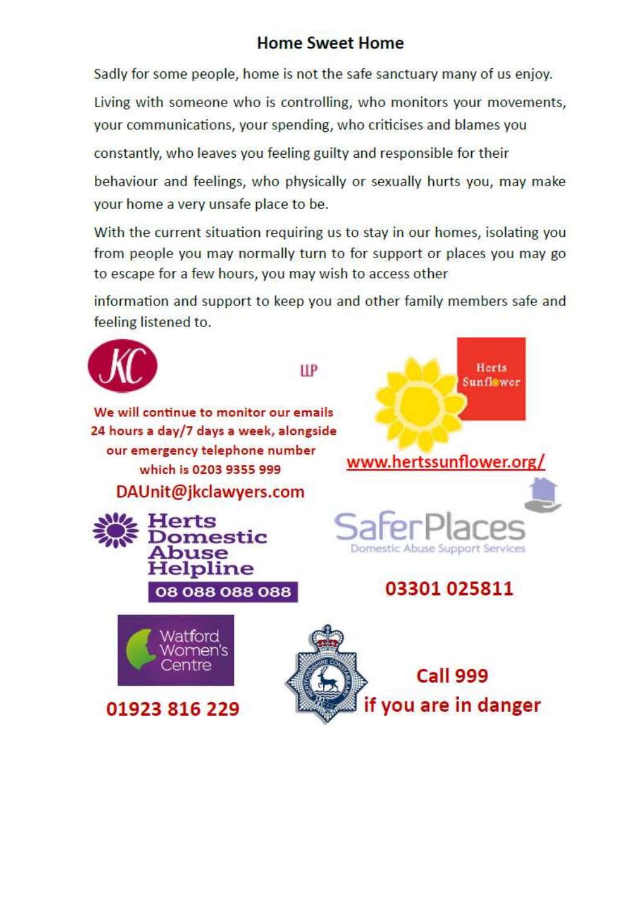# Home Sweet Home

Sadly for some people, home is not the safe sanctuary many of us enjoy.

Living with someone who is controlling, who monitors your movements, your communications, your spending, who criticises and blames you constantly, who leaves you feeling guilty and responsible for their behaviour and feelings, who physically or sexually hurts you, may make your home a very unsafe place to be.

With the current situation requiring us to stay in our homes, isolating you from people you may normally turn to for support or places you may go to escape for a few hours, you may wish to access other information and support to keep you and other family members safe and feeling listened to.

KC LLP

**We will continue to monitor our emails 24 hours a day/7 days a week, alongside our emergency telephone number which is 0203 9355 999**

**DAUnit@jkclawyers.com**

Herts Sunflower

www.hertssunflower.org/

Herts Domestic Abuse Helpline

**08 088 088 088**

SaferPlaces

Domestic Abuse Support Services

**03301 025811**

Watford Women's Centre

**01923 816 229**

**Call 999 if you are in danger**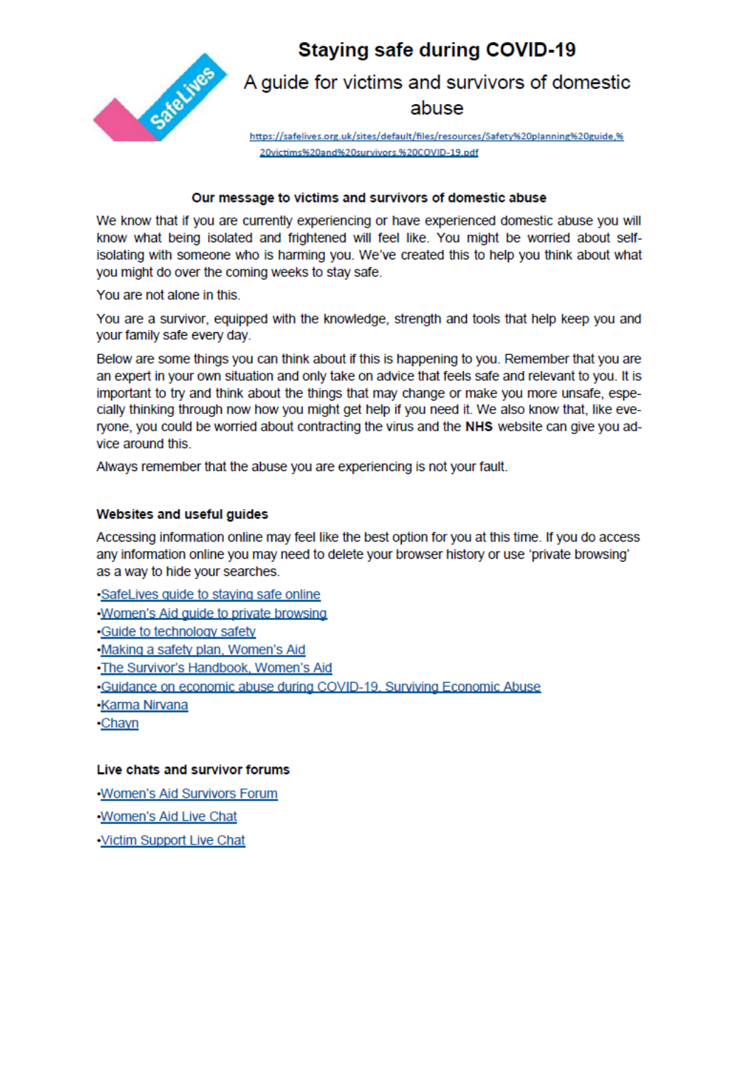# Staying safe during COVID-19

## A guide for victims and survivors of domestic abuse

https://safelives.org.uk/sites/default/files/resources/Safety%20planning%20guide,%20victims%20and%20survivors,%20COVID-19.pdf

**Our message to victims and survivors of domestic abuse**

We know that if you are currently experiencing or have experienced domestic abuse you will know what being isolated and frightened will feel like. You might be worried about self-isolating with someone who is harming you. We've created this to help you think about what you might do over the coming weeks to stay safe.

You are not alone in this.

You are a survivor, equipped with the knowledge, strength and tools that help keep you and your family safe every day.

Below are some things you can think about if this is happening to you. Remember that you are an expert in your own situation and only take on advice that feels safe and relevant to you. It is important to try and think about the things that may change or make you more unsafe, especially thinking through now how you might get help if you need it. We also know that, like everyone, you could be worried about contracting the virus and the **NHS** website can give you advice around this.

Always remember that the abuse you are experiencing is not your fault.

### Websites and useful guides

Accessing information online may feel like the best option for you at this time. If you do access any information online you may need to delete your browser history or use 'private browsing' as a way to hide your searches.

- SafeLives guide to staying safe online
- Women's Aid guide to private browsing
- Guide to technology safety
- Making a safety plan, Women's Aid
- The Survivor's Handbook, Women's Aid
- Guidance on economic abuse during COVID-19, Surviving Economic Abuse
- Karma Nirvana
- Chayn

### Live chats and survivor forums

- Women's Aid Survivors Forum
- Women's Aid Live Chat
- Victim Support Live Chat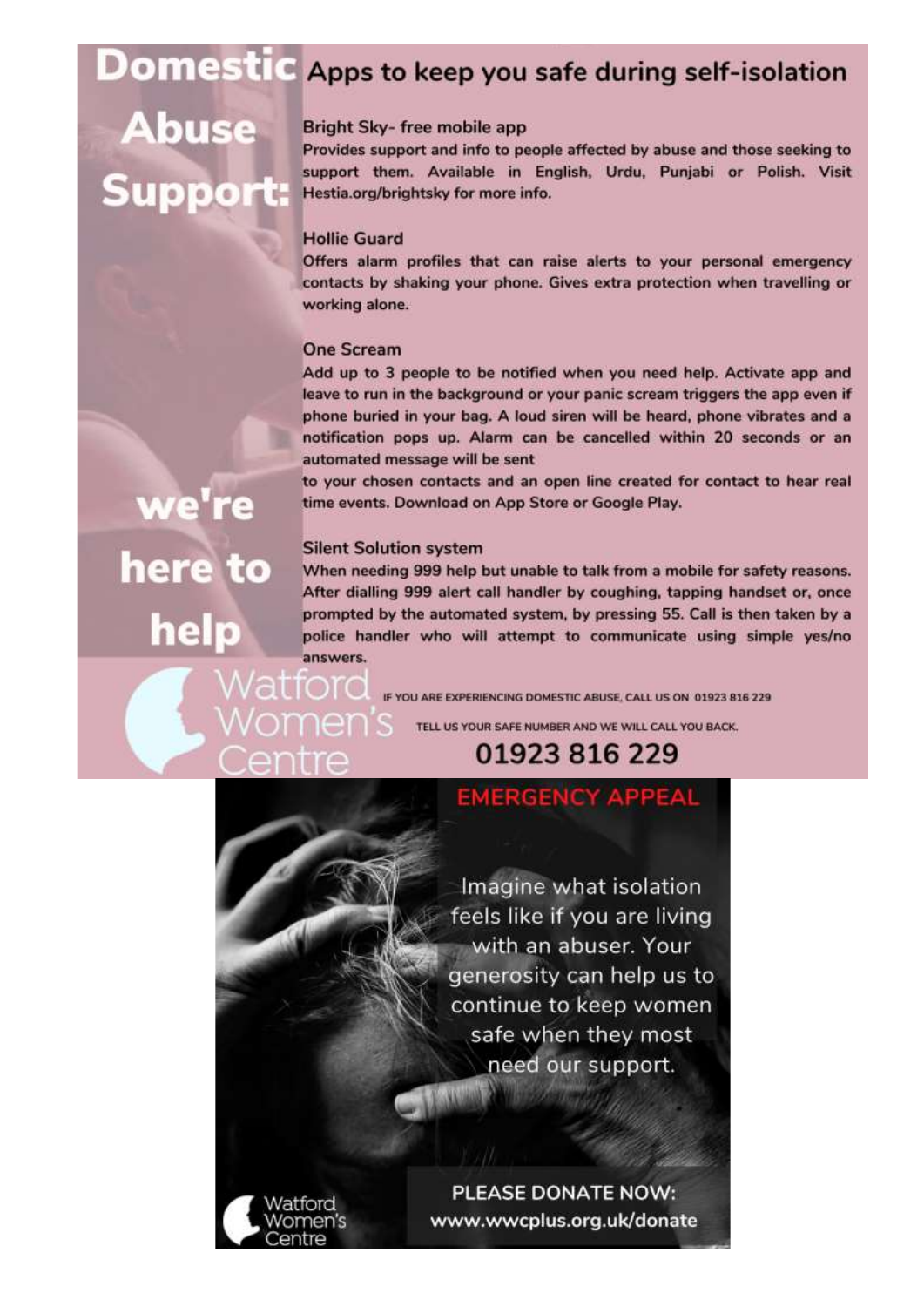# Domestic Abuse Support:

## Apps to keep you safe during self-isolation

**Bright Sky- free mobile app**

Provides support and info to people affected by abuse and those seeking to support them. Available in English, Urdu, Punjabi or Polish. Visit Hestia.org/brightsky for more info.

**Hollie Guard**

Offers alarm profiles that can raise alerts to your personal emergency contacts by shaking your phone. Gives extra protection when travelling or working alone.

**One Scream**

Add up to 3 people to be notified when you need help. Activate app and leave to run in the background or your panic scream triggers the app even if phone buried in your bag. A loud siren will be heard, phone vibrates and a notification pops up. Alarm can be cancelled within 20 seconds or an automated message will be sent to your chosen contacts and an open line created for contact to hear real time events. Download on App Store or Google Play.

**Silent Solution system**

When needing 999 help but unable to talk from a mobile for safety reasons. After dialling 999 alert call handler by coughing, tapping handset or, once prompted by the automated system, by pressing 55. Call is then taken by a police handler who will attempt to communicate using simple yes/no answers.

**we're here to help**

Watford Women's Centre

IF YOU ARE EXPERIENCING DOMESTIC ABUSE, CALL US ON 01923 816 229

TELL US YOUR SAFE NUMBER AND WE WILL CALL YOU BACK.

**01923 816 229**

## EMERGENCY APPEAL

Imagine what isolation feels like if you are living with an abuser. Your generosity can help us to continue to keep women safe when they most need our support.

Watford Women's Centre

**PLEASE DONATE NOW:**
**www.wwcplus.org.uk/donate**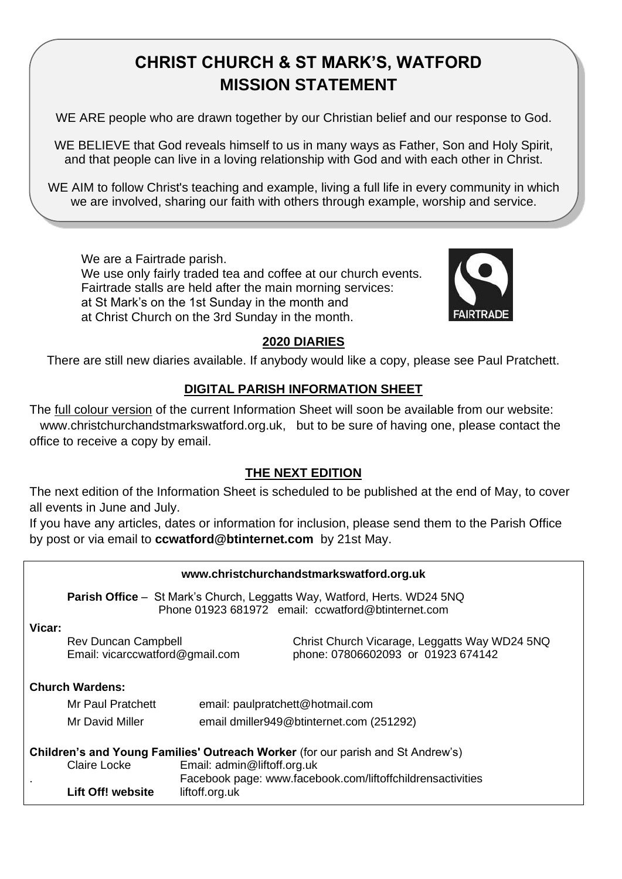# CHRIST CHURCH & ST MARK'S, WATFORD
## MISSION STATEMENT

WE ARE people who are drawn together by our Christian belief and our response to God.

WE BELIEVE that God reveals himself to us in many ways as Father, Son and Holy Spirit, and that people can live in a loving relationship with God and with each other in Christ.

WE AIM to follow Christ's teaching and example, living a full life in every community in which we are involved, sharing our faith with others through example, worship and service.

We are a Fairtrade parish.
We use only fairly traded tea and coffee at our church events.
Fairtrade stalls are held after the main morning services:
at St Mark's on the 1st Sunday in the month and
at Christ Church on the 3rd Sunday in the month.

FAIRTRADE

### 2020 DIARIES

There are still new diaries available. If anybody would like a copy, please see Paul Pratchett.

### DIGITAL PARISH INFORMATION SHEET

The full colour version of the current Information Sheet will soon be available from our website: www.christchurchandstmarkswatford.org.uk, but to be sure of having one, please contact the office to receive a copy by email.

### THE NEXT EDITION

The next edition of the Information Sheet is scheduled to be published at the end of May, to cover all events in June and July.
If you have any articles, dates or information for inclusion, please send them to the Parish Office by post or via email to **ccwatford@btinternet.com** by 21st May.

**www.christchurchandstmarkswatford.org.uk**

**Parish Office** – St Mark's Church, Leggatts Way, Watford, Herts. WD24 5NQ
Phone 01923 681972 email: ccwatford@btinternet.com

**Vicar:**

Rev Duncan Campbell — Christ Church Vicarage, Leggatts Way WD24 5NQ
Email: vicarccwatford@gmail.com — phone: 07806602093 or 01923 674142

**Church Wardens:**

Mr Paul Pratchett — email: paulpratchett@hotmail.com
Mr David Miller — email dmiller949@btinternet.com (251292)

**Children's and Young Families' Outreach Worker** (for our parish and St Andrew's)

Claire Locke — Email: admin@liftoff.org.uk
Facebook page: www.facebook.com/liftoffchildrensactivities
**Lift Off! website** — liftoff.org.uk